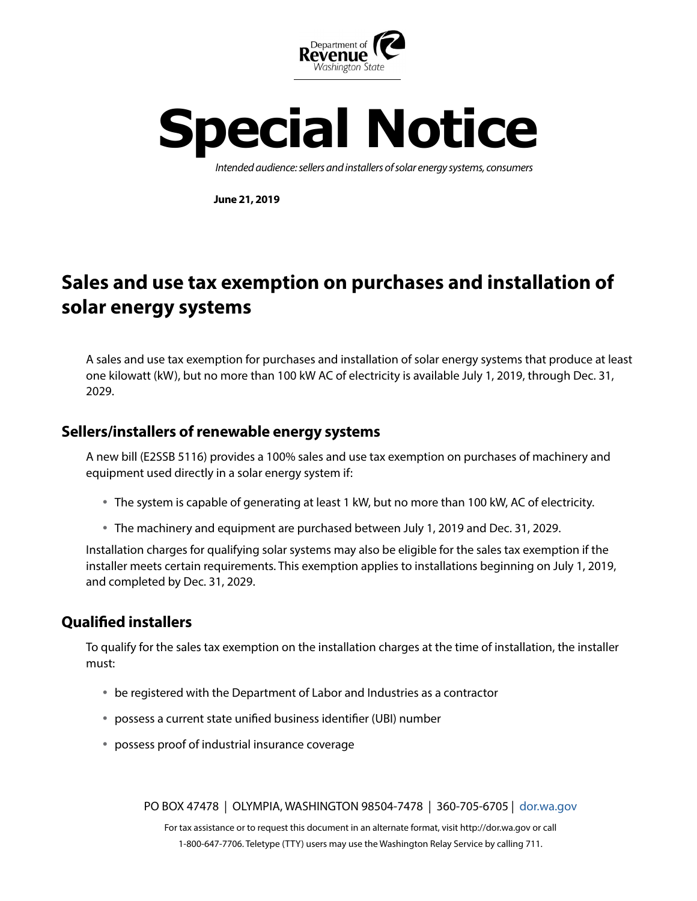Department of Revenue Washington State

# Special Notice

*Intended audience: sellers and installers of solar energy systems, consumers*

**June 21, 2019**

## Sales and use tax exemption on purchases and installation of solar energy systems

A sales and use tax exemption for purchases and installation of solar energy systems that produce at least one kilowatt (kW), but no more than 100 kW AC of electricity is available July 1, 2019, through Dec. 31, 2029.

### Sellers/installers of renewable energy systems

A new bill (E2SSB 5116) provides a 100% sales and use tax exemption on purchases of machinery and equipment used directly in a solar energy system if:

- The system is capable of generating at least 1 kW, but no more than 100 kW, AC of electricity.
- The machinery and equipment are purchased between July 1, 2019 and Dec. 31, 2029.

Installation charges for qualifying solar systems may also be eligible for the sales tax exemption if the installer meets certain requirements. This exemption applies to installations beginning on July 1, 2019, and completed by Dec. 31, 2029.

### Qualified installers

To qualify for the sales tax exemption on the installation charges at the time of installation, the installer must:

- be registered with the Department of Labor and Industries as a contractor
- possess a current state unified business identifier (UBI) number
- possess proof of industrial insurance coverage

PO BOX 47478 | OLYMPIA, WASHINGTON 98504-7478 | 360-705-6705 | dor.wa.gov

For tax assistance or to request this document in an alternate format, visit http://dor.wa.gov or call 1-800-647-7706. Teletype (TTY) users may use the Washington Relay Service by calling 711.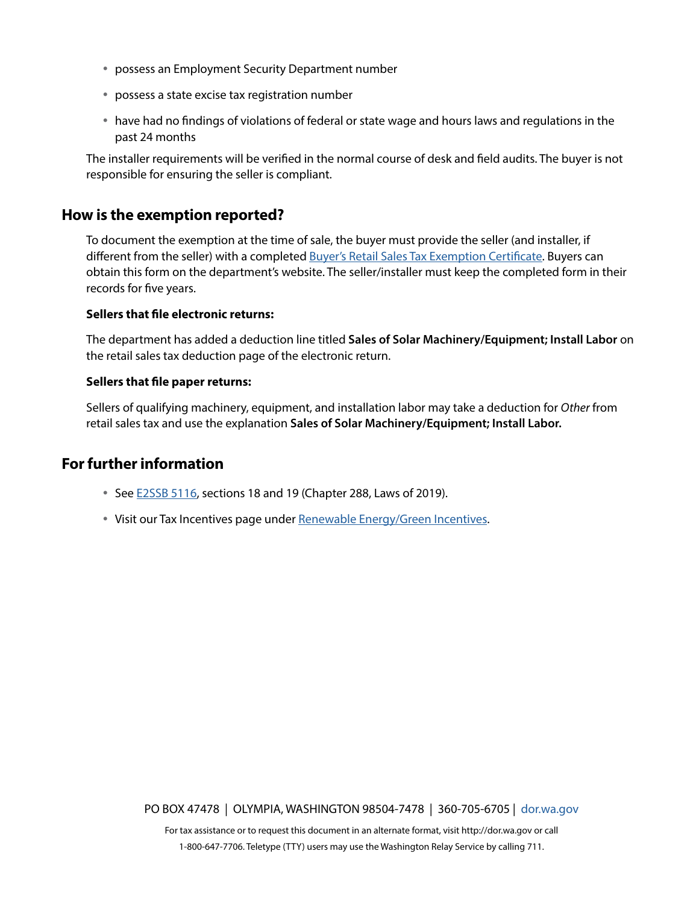- possess an Employment Security Department number
- possess a state excise tax registration number
- have had no findings of violations of federal or state wage and hours laws and regulations in the past 24 months

The installer requirements will be verified in the normal course of desk and field audits. The buyer is not responsible for ensuring the seller is compliant.

## How is the exemption reported?

To document the exemption at the time of sale, the buyer must provide the seller (and installer, if different from the seller) with a completed Buyer's Retail Sales Tax Exemption Certificate. Buyers can obtain this form on the department's website. The seller/installer must keep the completed form in their records for five years.

**Sellers that file electronic returns:**

The department has added a deduction line titled **Sales of Solar Machinery/Equipment; Install Labor** on the retail sales tax deduction page of the electronic return.

**Sellers that file paper returns:**

Sellers of qualifying machinery, equipment, and installation labor may take a deduction for *Other* from retail sales tax and use the explanation **Sales of Solar Machinery/Equipment; Install Labor.**

## For further information

- See E2SSB 5116, sections 18 and 19 (Chapter 288, Laws of 2019).
- Visit our Tax Incentives page under Renewable Energy/Green Incentives.

PO BOX 47478 | OLYMPIA, WASHINGTON 98504-7478 | 360-705-6705 | dor.wa.gov

For tax assistance or to request this document in an alternate format, visit http://dor.wa.gov or call 1-800-647-7706. Teletype (TTY) users may use the Washington Relay Service by calling 711.